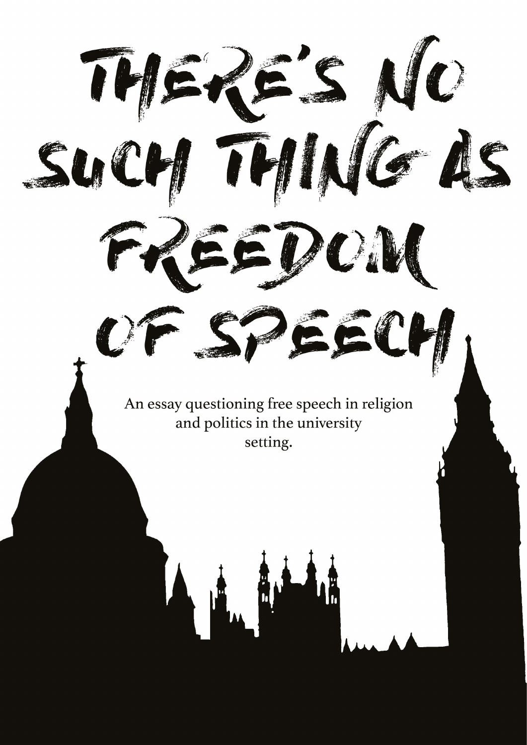# THERE'S NO SUCH THING AS FREEDOM OF SPEECH

An essay questioning free speech in religion and politics in the university setting.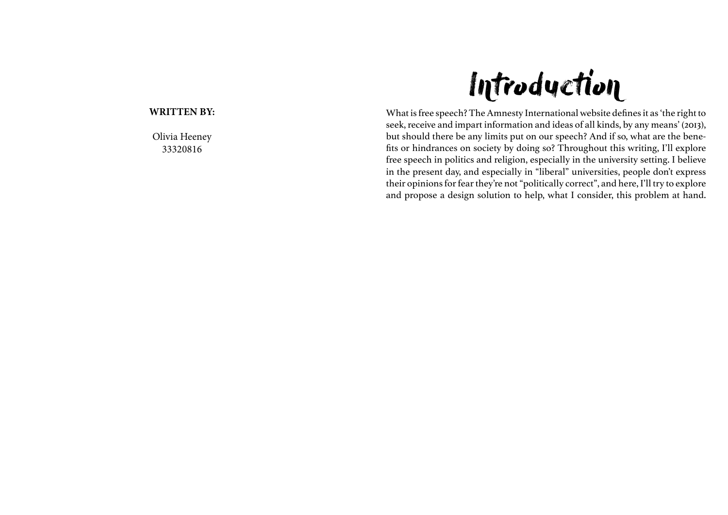**WRITTEN BY:**

Olivia Heeney
33320816

# Introduction

What is free speech? The Amnesty International website defines it as 'the right to seek, receive and impart information and ideas of all kinds, by any means' (2013), but should there be any limits put on our speech? And if so, what are the benefits or hindrances on society by doing so? Throughout this writing, I'll explore free speech in politics and religion, especially in the university setting. I believe in the present day, and especially in "liberal" universities, people don't express their opinions for fear they're not "politically correct", and here, I'll try to explore and propose a design solution to help, what I consider, this problem at hand.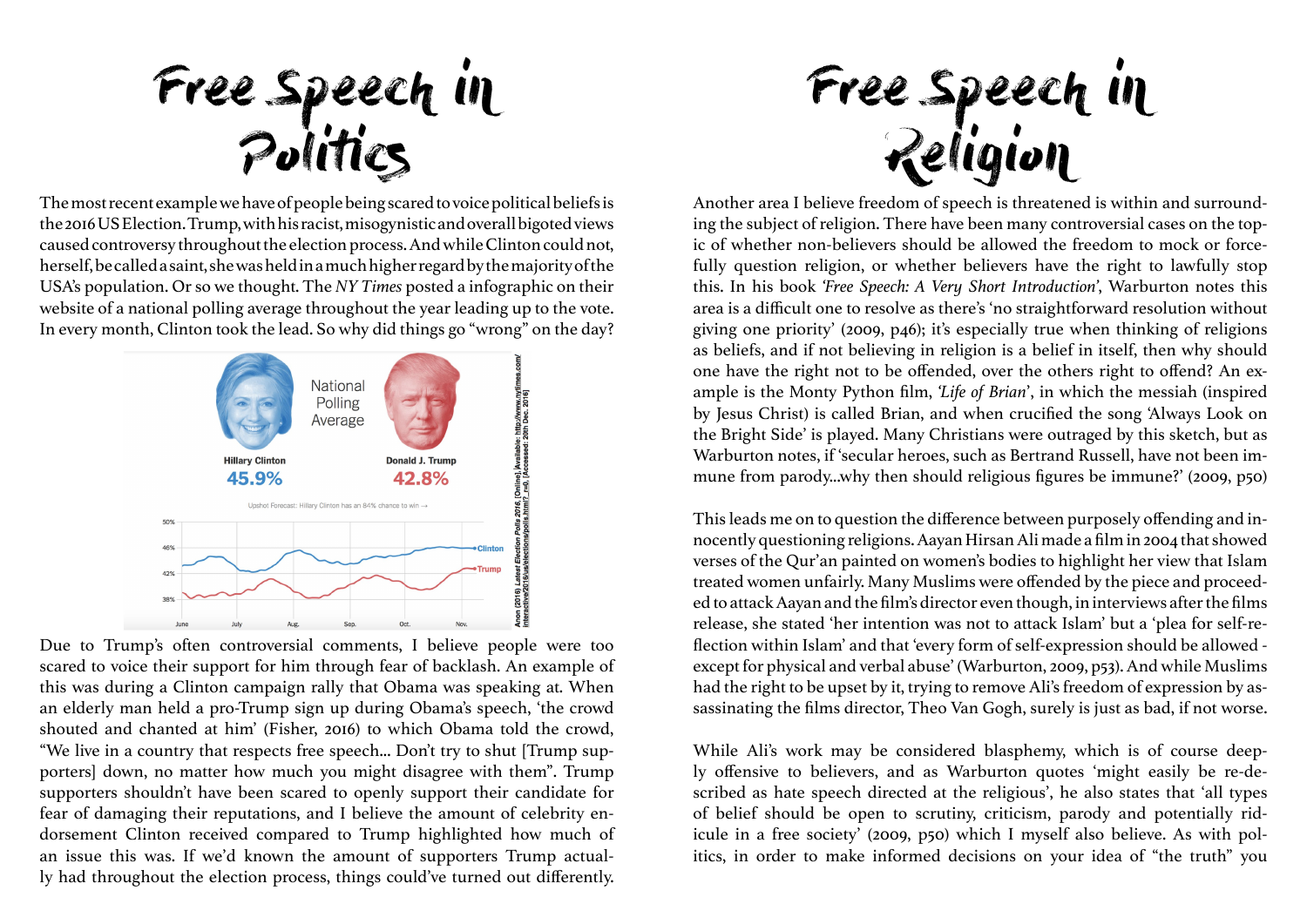# Free Speech in Politics

The most recent example we have of people being scared to voice political beliefs is the 2016 US Election. Trump, with his racist, misogynistic and overall bigoted views caused controversy throughout the election process. And while Clinton could not, herself, be called a saint, she was held in a much higher regard by the majority of the USA's population. Or so we thought. The *NY Times* posted a infographic on their website of a national polling average throughout the year leading up to the vote. In every month, Clinton took the lead. So why did things go "wrong" on the day?

National Polling Average

Hillary Clinton 45.9% — Donald J. Trump 42.8%

Upshot Forecast: Hillary Clinton has an 84% chance to win →

Anon (2016) *Latest Election Polls 2016*. [Online]. Available: http://www.nytimes.com/interactive/2016/us/elections/polls.html?_r=0. [Accessed: 20th Dec. 2016]

Due to Trump's often controversial comments, I believe people were too scared to voice their support for him through fear of backlash. An example of this was during a Clinton campaign rally that Obama was speaking at. When an elderly man held a pro-Trump sign up during Obama's speech, 'the crowd shouted and chanted at him' (Fisher, 2016) to which Obama told the crowd, "We live in a country that respects free speech... Don't try to shut [Trump supporters] down, no matter how much you might disagree with them". Trump supporters shouldn't have been scared to openly support their candidate for fear of damaging their reputations, and I believe the amount of celebrity endorsement Clinton received compared to Trump highlighted how much of an issue this was. If we'd known the amount of supporters Trump actually had throughout the election process, things could've turned out differently.

# Free Speech in Religion

Another area I believe freedom of speech is threatened is within and surrounding the subject of religion. There have been many controversial cases on the topic of whether non-believers should be allowed the freedom to mock or forcefully question religion, or whether believers have the right to lawfully stop this. In his book *'Free Speech: A Very Short Introduction'*, Warburton notes this area is a difficult one to resolve as there's 'no straightforward resolution without giving one priority' (2009, p46); it's especially true when thinking of religions as beliefs, and if not believing in religion is a belief in itself, then why should one have the right not to be offended, over the others right to offend? An example is the Monty Python film, *'Life of Brian'*, in which the messiah (inspired by Jesus Christ) is called Brian, and when crucified the song 'Always Look on the Bright Side' is played. Many Christians were outraged by this sketch, but as Warburton notes, if 'secular heroes, such as Bertrand Russell, have not been immune from parody...why then should religious figures be immune?' (2009, p50)

This leads me on to question the difference between purposely offending and innocently questioning religions. Aayan Hirsan Ali made a film in 2004 that showed verses of the Qur'an painted on women's bodies to highlight her view that Islam treated women unfairly. Many Muslims were offended by the piece and proceeded to attack Aayan and the film's director even though, in interviews after the films release, she stated 'her intention was not to attack Islam' but a 'plea for self-reflection within Islam' and that 'every form of self-expression should be allowed - except for physical and verbal abuse' (Warburton, 2009, p53). And while Muslims had the right to be upset by it, trying to remove Ali's freedom of expression by assassinating the films director, Theo Van Gogh, surely is just as bad, if not worse.

While Ali's work may be considered blasphemy, which is of course deeply offensive to believers, and as Warburton quotes 'might easily be re-described as hate speech directed at the religious', he also states that 'all types of belief should be open to scrutiny, criticism, parody and potentially ridicule in a free society' (2009, p50) which I myself also believe. As with politics, in order to make informed decisions on your idea of "the truth" you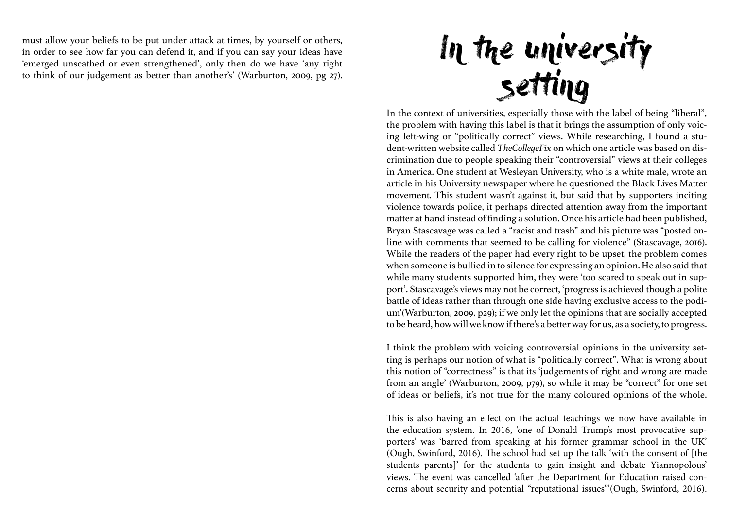must allow your beliefs to be put under attack at times, by yourself or others, in order to see how far you can defend it, and if you can say your ideas have 'emerged unscathed or even strengthened', only then do we have 'any right to think of our judgement as better than another's' (Warburton, 2009, pg 27).

# In the university setting

In the context of universities, especially those with the label of being "liberal", the problem with having this label is that it brings the assumption of only voicing left-wing or "politically correct" views. While researching, I found a student-written website called *TheCollegeFix* on which one article was based on discrimination due to people speaking their "controversial" views at their colleges in America. One student at Wesleyan University, who is a white male, wrote an article in his University newspaper where he questioned the Black Lives Matter movement. This student wasn't against it, but said that by supporters inciting violence towards police, it perhaps directed attention away from the important matter at hand instead of finding a solution. Once his article had been published, Bryan Stascavage was called a "racist and trash" and his picture was "posted online with comments that seemed to be calling for violence" (Stascavage, 2016). While the readers of the paper had every right to be upset, the problem comes when someone is bullied in to silence for expressing an opinion. He also said that while many students supported him, they were 'too scared to speak out in support'. Stascavage's views may not be correct, 'progress is achieved though a polite battle of ideas rather than through one side having exclusive access to the podium'(Warburton, 2009, p29); if we only let the opinions that are socially accepted to be heard, how will we know if there's a better way for us, as a society, to progress.

I think the problem with voicing controversial opinions in the university setting is perhaps our notion of what is "politically correct". What is wrong about this notion of "correctness" is that its 'judgements of right and wrong are made from an angle' (Warburton, 2009, p79), so while it may be "correct" for one set of ideas or beliefs, it's not true for the many coloured opinions of the whole.

This is also having an effect on the actual teachings we now have available in the education system. In 2016, 'one of Donald Trump's most provocative supporters' was 'barred from speaking at his former grammar school in the UK' (Ough, Swinford, 2016). The school had set up the talk 'with the consent of [the students parents]' for the students to gain insight and debate Yiannopolous' views. The event was cancelled 'after the Department for Education raised concerns about security and potential "reputational issues"'(Ough, Swinford, 2016).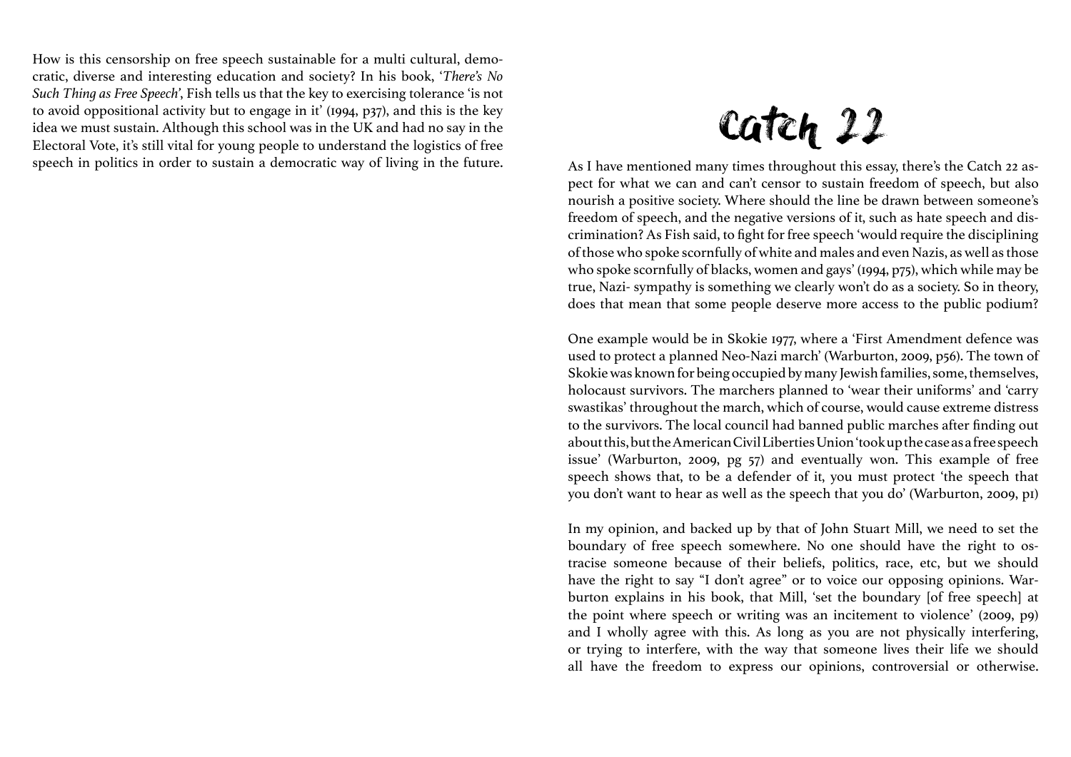How is this censorship on free speech sustainable for a multi cultural, democratic, diverse and interesting education and society? In his book, '*There's No Such Thing as Free Speech*', Fish tells us that the key to exercising tolerance 'is not to avoid oppositional activity but to engage in it' (1994, p37), and this is the key idea we must sustain. Although this school was in the UK and had no say in the Electoral Vote, it's still vital for young people to understand the logistics of free speech in politics in order to sustain a democratic way of living in the future.

# Catch 22

As I have mentioned many times throughout this essay, there's the Catch 22 aspect for what we can and can't censor to sustain freedom of speech, but also nourish a positive society. Where should the line be drawn between someone's freedom of speech, and the negative versions of it, such as hate speech and discrimination? As Fish said, to fight for free speech 'would require the disciplining of those who spoke scornfully of white and males and even Nazis, as well as those who spoke scornfully of blacks, women and gays' (1994, p75), which while may be true, Nazi- sympathy is something we clearly won't do as a society. So in theory, does that mean that some people deserve more access to the public podium?

One example would be in Skokie 1977, where a 'First Amendment defence was used to protect a planned Neo-Nazi march' (Warburton, 2009, p56). The town of Skokie was known for being occupied by many Jewish families, some, themselves, holocaust survivors. The marchers planned to 'wear their uniforms' and 'carry swastikas' throughout the march, which of course, would cause extreme distress to the survivors. The local council had banned public marches after finding out about this, but the American Civil Liberties Union 'took up the case as a free speech issue' (Warburton, 2009, pg 57) and eventually won. This example of free speech shows that, to be a defender of it, you must protect 'the speech that you don't want to hear as well as the speech that you do' (Warburton, 2009, p1)

In my opinion, and backed up by that of John Stuart Mill, we need to set the boundary of free speech somewhere. No one should have the right to ostracise someone because of their beliefs, politics, race, etc, but we should have the right to say "I don't agree" or to voice our opposing opinions. Warburton explains in his book, that Mill, 'set the boundary [of free speech] at the point where speech or writing was an incitement to violence' (2009, p9) and I wholly agree with this. As long as you are not physically interfering, or trying to interfere, with the way that someone lives their life we should all have the freedom to express our opinions, controversial or otherwise.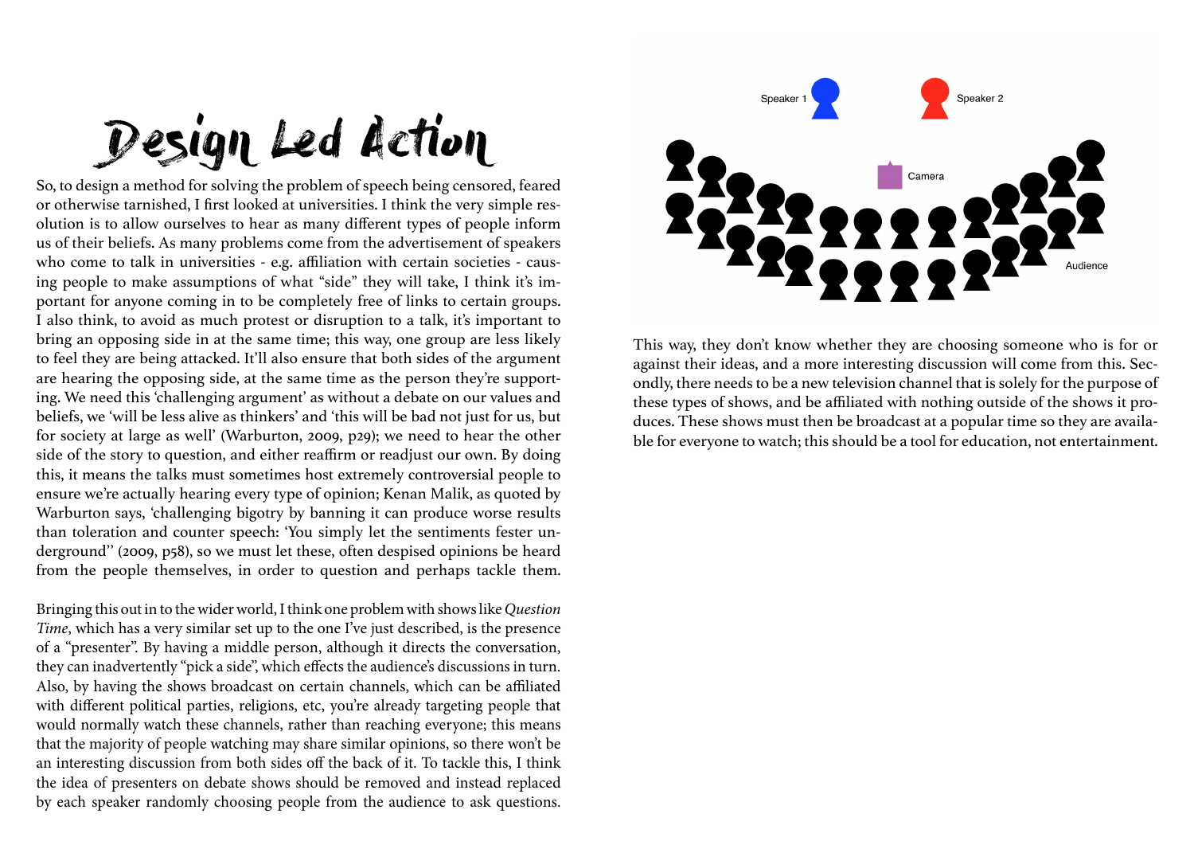# Design Led Action

So, to design a method for solving the problem of speech being censored, feared or otherwise tarnished, I first looked at universities. I think the very simple resolution is to allow ourselves to hear as many different types of people inform us of their beliefs. As many problems come from the advertisement of speakers who come to talk in universities - e.g. affiliation with certain societies - causing people to make assumptions of what "side" they will take, I think it's important for anyone coming in to be completely free of links to certain groups. I also think, to avoid as much protest or disruption to a talk, it's important to bring an opposing side in at the same time; this way, one group are less likely to feel they are being attacked. It'll also ensure that both sides of the argument are hearing the opposing side, at the same time as the person they're supporting. We need this 'challenging argument' as without a debate on our values and beliefs, we 'will be less alive as thinkers' and 'this will be bad not just for us, but for society at large as well' (Warburton, 2009, p29); we need to hear the other side of the story to question, and either reaffirm or readjust our own. By doing this, it means the talks must sometimes host extremely controversial people to ensure we're actually hearing every type of opinion; Kenan Malik, as quoted by Warburton says, 'challenging bigotry by banning it can produce worse results than toleration and counter speech: 'You simply let the sentiments fester underground'' (2009, p58), so we must let these, often despised opinions be heard from the people themselves, in order to question and perhaps tackle them.

Bringing this out in to the wider world, I think one problem with shows like *Question Time*, which has a very similar set up to the one I've just described, is the presence of a "presenter". By having a middle person, although it directs the conversation, they can inadvertently "pick a side", which effects the audience's discussions in turn. Also, by having the shows broadcast on certain channels, which can be affiliated with different political parties, religions, etc, you're already targeting people that would normally watch these channels, rather than reaching everyone; this means that the majority of people watching may share similar opinions, so there won't be an interesting discussion from both sides off the back of it. To tackle this, I think the idea of presenters on debate shows should be removed and instead replaced by each speaker randomly choosing people from the audience to ask questions.

Speaker 1 | Speaker 2 | Camera | Audience

This way, they don't know whether they are choosing someone who is for or against their ideas, and a more interesting discussion will come from this. Secondly, there needs to be a new television channel that is solely for the purpose of these types of shows, and be affiliated with nothing outside of the shows it produces. These shows must then be broadcast at a popular time so they are available for everyone to watch; this should be a tool for education, not entertainment.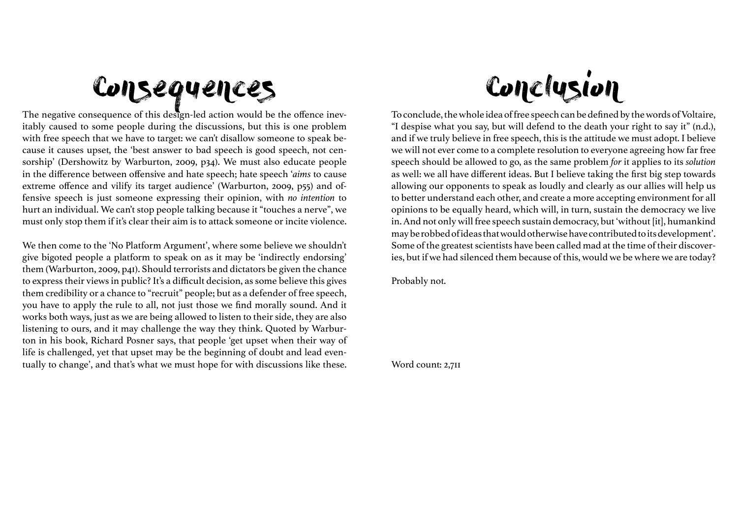# Consequences

The negative consequence of this design-led action would be the offence inevitably caused to some people during the discussions, but this is one problem with free speech that we have to target: we can't disallow someone to speak because it causes upset, the 'best answer to bad speech is good speech, not censorship' (Dershowitz by Warburton, 2009, p34). We must also educate people in the difference between offensive and hate speech; hate speech '*aims* to cause extreme offence and vilify its target audience' (Warburton, 2009, p55) and offensive speech is just someone expressing their opinion, with *no intention* to hurt an individual. We can't stop people talking because it "touches a nerve", we must only stop them if it's clear their aim is to attack someone or incite violence.

We then come to the 'No Platform Argument', where some believe we shouldn't give bigoted people a platform to speak on as it may be 'indirectly endorsing' them (Warburton, 2009, p41). Should terrorists and dictators be given the chance to express their views in public? It's a difficult decision, as some believe this gives them credibility or a chance to "recruit" people; but as a defender of free speech, you have to apply the rule to all, not just those we find morally sound. And it works both ways, just as we are being allowed to listen to their side, they are also listening to ours, and it may challenge the way they think. Quoted by Warburton in his book, Richard Posner says, that people 'get upset when their way of life is challenged, yet that upset may be the beginning of doubt and lead eventually to change', and that's what we must hope for with discussions like these.

# Conclusion

To conclude, the whole idea of free speech can be defined by the words of Voltaire, "I despise what you say, but will defend to the death your right to say it" (n.d.), and if we truly believe in free speech, this is the attitude we must adopt. I believe we will not ever come to a complete resolution to everyone agreeing how far free speech should be allowed to go, as the same problem *for* it applies to its *solution* as well: we all have different ideas. But I believe taking the first big step towards allowing our opponents to speak as loudly and clearly as our allies will help us to better understand each other, and create a more accepting environment for all opinions to be equally heard, which will, in turn, sustain the democracy we live in. And not only will free speech sustain democracy, but 'without [it], humankind may be robbed of ideas that would otherwise have contributed to its development'. Some of the greatest scientists have been called mad at the time of their discoveries, but if we had silenced them because of this, would we be where we are today?

Probably not.

Word count: 2,711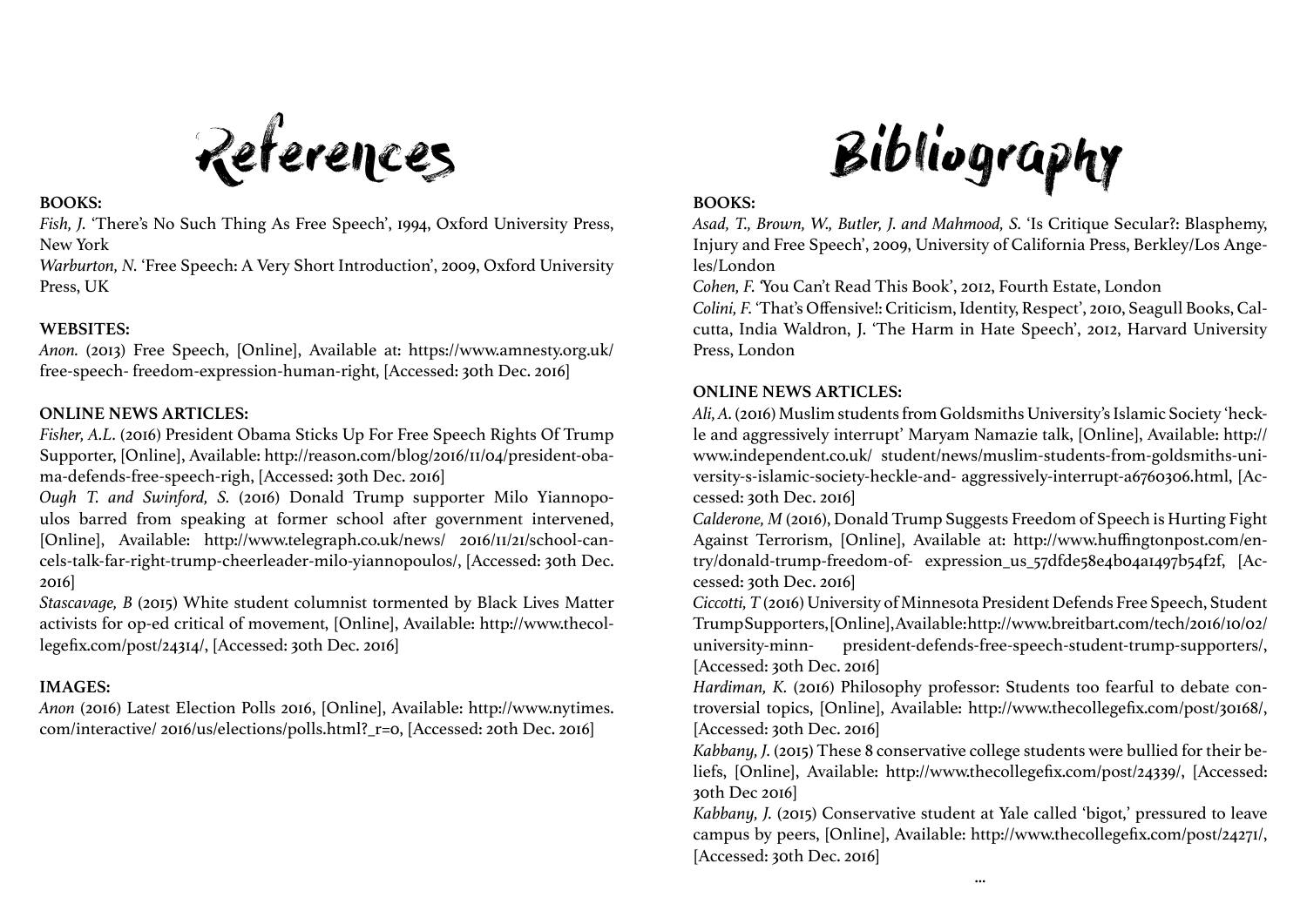# References

### BOOKS:

*Fish, J.* 'There's No Such Thing As Free Speech', 1994, Oxford University Press, New York

*Warburton, N.* 'Free Speech: A Very Short Introduction', 2009, Oxford University Press, UK

### WEBSITES:

*Anon.* (2013) Free Speech, [Online], Available at: https://www.amnesty.org.uk/free-speech- freedom-expression-human-right, [Accessed: 30th Dec. 2016]

### ONLINE NEWS ARTICLES:

*Fisher, A.L.* (2016) President Obama Sticks Up For Free Speech Rights Of Trump Supporter, [Online], Available: http://reason.com/blog/2016/11/04/president-obama-defends-free-speech-righ, [Accessed: 30th Dec. 2016]

*Ough T. and Swinford, S.* (2016) Donald Trump supporter Milo Yiannopoulos barred from speaking at former school after government intervened, [Online], Available: http://www.telegraph.co.uk/news/ 2016/11/21/school-cancels-talk-far-right-trump-cheerleader-milo-yiannopoulos/, [Accessed: 30th Dec. 2016]

*Stascavage, B* (2015) White student columnist tormented by Black Lives Matter activists for op-ed critical of movement, [Online], Available: http://www.thecollegefix.com/post/24314/, [Accessed: 30th Dec. 2016]

### IMAGES:

*Anon* (2016) Latest Election Polls 2016, [Online], Available: http://www.nytimes.com/interactive/ 2016/us/elections/polls.html?_r=0, [Accessed: 20th Dec. 2016]

# Bibliography

### BOOKS:

*Asad, T., Brown, W., Butler, J. and Mahmood, S.* 'Is Critique Secular?: Blasphemy, Injury and Free Speech', 2009, University of California Press, Berkley/Los Angeles/London

*Cohen, F.* 'You Can't Read This Book', 2012, Fourth Estate, London

*Colini, F.* 'That's Offensive!: Criticism, Identity, Respect', 2010, Seagull Books, Calcutta, India Waldron, J. 'The Harm in Hate Speech', 2012, Harvard University Press, London

### ONLINE NEWS ARTICLES:

*Ali, A.* (2016) Muslim students from Goldsmiths University's Islamic Society 'heckle and aggressively interrupt' Maryam Namazie talk, [Online], Available: http://www.independent.co.uk/ student/news/muslim-students-from-goldsmiths-university-s-islamic-society-heckle-and- aggressively-interrupt-a6760306.html, [Accessed: 30th Dec. 2016]

*Calderone, M* (2016), Donald Trump Suggests Freedom of Speech is Hurting Fight Against Terrorism, [Online], Available at: http://www.huffingtonpost.com/entry/donald-trump-freedom-of- expression_us_57dfde58e4b04a1497b54f2f, [Accessed: 30th Dec. 2016]

*Ciccotti, T* (2016) University of Minnesota President Defends Free Speech, Student Trump Supporters, [Online], Available: http://www.breitbart.com/tech/2016/10/02/university-minn- president-defends-free-speech-student-trump-supporters/, [Accessed: 30th Dec. 2016]

*Hardiman, K.* (2016) Philosophy professor: Students too fearful to debate controversial topics, [Online], Available: http://www.thecollegefix.com/post/30168/, [Accessed: 30th Dec. 2016]

*Kabbany, J.* (2015) These 8 conservative college students were bullied for their beliefs, [Online], Available: http://www.thecollegefix.com/post/24339/, [Accessed: 30th Dec 2016]

*Kabbany, J.* (2015) Conservative student at Yale called 'bigot,' pressured to leave campus by peers, [Online], Available: http://www.thecollegefix.com/post/24271/, [Accessed: 30th Dec. 2016]

...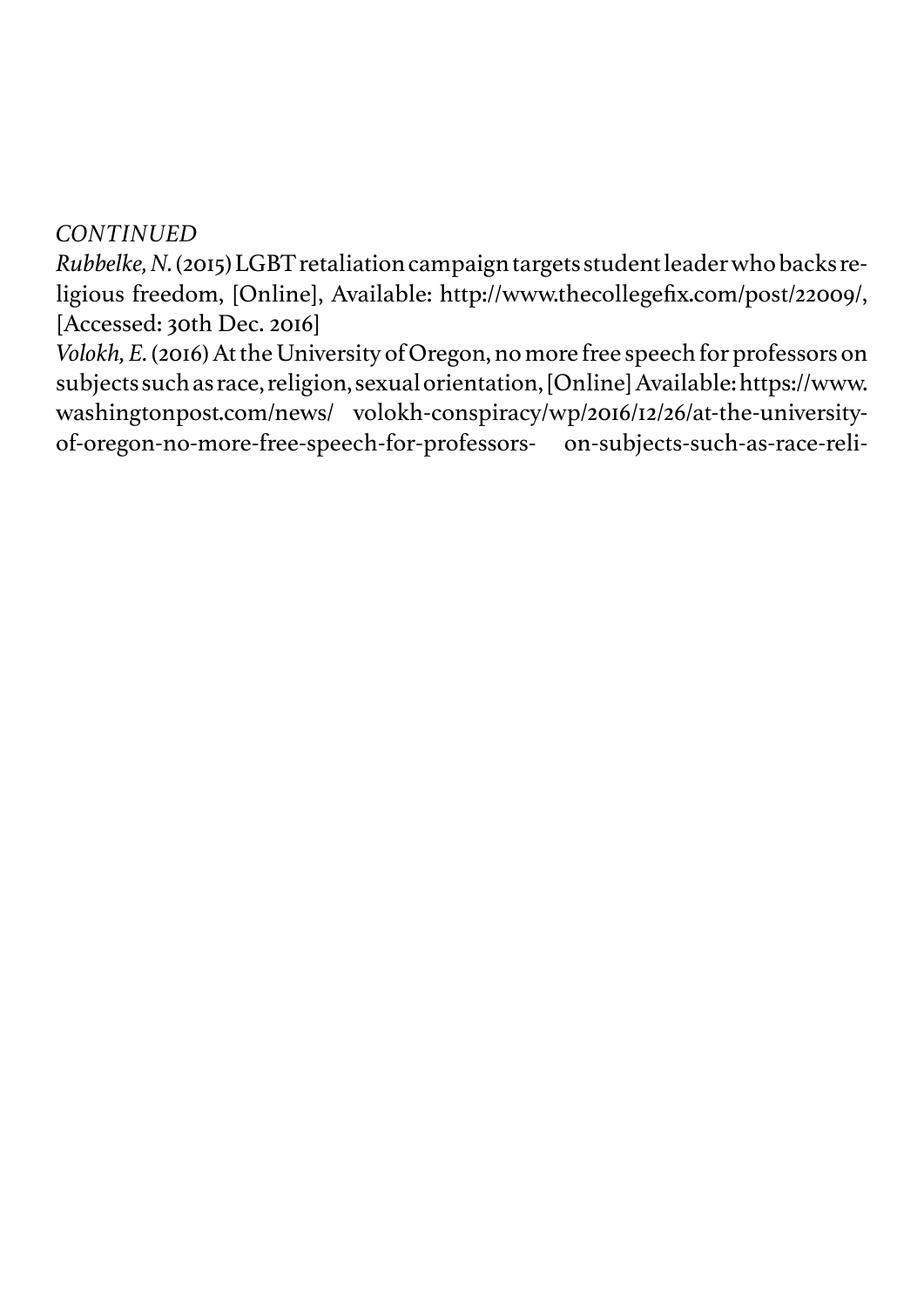*CONTINUED*

*Rubbelke, N.* (2015) LGBT retaliation campaign targets student leader who backs religious freedom, [Online], Available: http://www.thecollegefix.com/post/22009/, [Accessed: 30th Dec. 2016]

*Volokh, E.* (2016) At the University of Oregon, no more free speech for professors on subjects such as race, religion, sexual orientation, [Online] Available: https://www.washingtonpost.com/news/ volokh-conspiracy/wp/2016/12/26/at-the-university-of-oregon-no-more-free-speech-for-professors- on-subjects-such-as-race-reli-